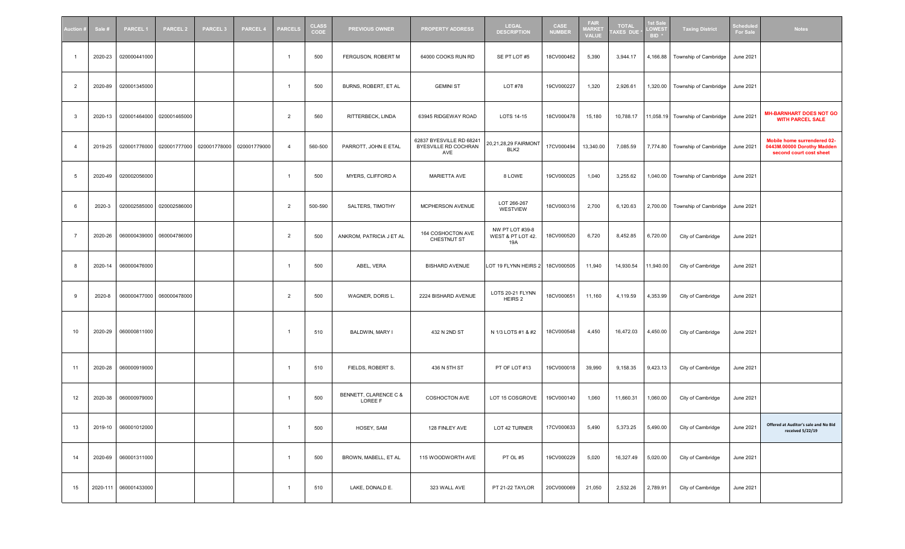| Auction # | Sale # | PARCEL 1 | PARCEL 2 | PARCEL 3 | PARCEL 4 | PARCELS | CLASS CODE | PREVIOUS OWNER | PROPERTY ADDRESS | LEGAL DESCRIPTION | CASE NUMBER | FAIR MARKET VALUE | TOTAL TAXES DUE * | 1st Sale LOWEST BID * | Taxing District | Scheduled For Sale | Notes |
|---|---|---|---|---|---|---|---|---|---|---|---|---|---|---|---|---|---|
| 1 | 2020-23 | 020000441000 | | | | 1 | 500 | FERGUSON, ROBERT M | 64000 COOKS RUN RD | SE PT LOT #5 | 18CV000462 | 5,390 | 3,944.17 | 4,166.88 | Township of Cambridge | June 2021 | |
| 2 | 2020-89 | 020001345000 | | | | 1 | 500 | BURNS, ROBERT, ET AL | GEMINI ST | LOT #78 | 19CV000227 | 1,320 | 2,926.61 | 1,320.00 | Township of Cambridge | June 2021 | |
| 3 | 2020-13 | 020001464000 | 020001465000 | | | 2 | 560 | RITTERBECK, LINDA | 63945 RIDGEWAY ROAD | LOTS 14-15 | 18CV000478 | 15,180 | 10,788.17 | 11,058.19 | Township of Cambridge | June 2021 | **MH-BARNHART DOES NOT GO WITH PARCEL SALE** |
| 4 | 2019-25 | 020001776000 | 020001777000 | 020001778000 | 020001779000 | 4 | 560-500 | PARROTT, JOHN E ETAL | 62837 BYESVILLE RD 68241 BYESVILLE RD COCHRAN AVE | 20,21,28,29 FAIRMONT BLK2 | 17CV000494 | 13,340.00 | 7,085.59 | 7,774.80 | Township of Cambridge | June 2021 | **Mobile home surrendered 02-0443M.00000 Dorothy Madden second court cost sheet** |
| 5 | 2020-49 | 020002056000 | | | | 1 | 500 | MYERS, CLIFFORD A | MARIETTA AVE | 8 LOWE | 19CV000025 | 1,040 | 3,255.62 | 1,040.00 | Township of Cambridge | June 2021 | |
| 6 | 2020-3 | 020002585000 | 020002586000 | | | 2 | 500-590 | SALTERS, TIMOTHY | MCPHERSON AVENUE | LOT 266-267 WESTVIEW | 18CV000316 | 2,700 | 6,120.63 | 2,700.00 | Township of Cambridge | June 2021 | |
| 7 | 2020-26 | 060000439000 | 060004786000 | | | 2 | 500 | ANKROM, PATRICIA J ET AL | 164 COSHOCTON AVE CHESTNUT ST | NW PT LOT #39-8 WEST & PT LOT 42. 19A | 18CV000520 | 6,720 | 8,452.85 | 6,720.00 | City of Cambridge | June 2021 | |
| 8 | 2020-14 | 060000476000 | | | | 1 | 500 | ABEL, VERA | BISHARD AVENUE | LOT 19 FLYNN HEIRS 2 | 18CV000505 | 11,940 | 14,930.54 | 11,940.00 | City of Cambridge | June 2021 | |
| 9 | 2020-8 | 060000477000 | 060000478000 | | | 2 | 500 | WAGNER, DORIS L. | 2224 BISHARD AVENUE | LOTS 20-21 FLYNN HEIRS 2 | 18CV000651 | 11,160 | 4,119.59 | 4,353.99 | City of Cambridge | June 2021 | |
| 10 | 2020-29 | 060000811000 | | | | 1 | 510 | BALDWIN, MARY I | 432 N 2ND ST | N 1/3 LOTS #1 & #2 | 18CV000548 | 4,450 | 16,472.03 | 4,450.00 | City of Cambridge | June 2021 | |
| 11 | 2020-28 | 060000919000 | | | | 1 | 510 | FIELDS, ROBERT S. | 436 N 5TH ST | PT OF LOT #13 | 19CV000018 | 39,990 | 9,158.35 | 9,423.13 | City of Cambridge | June 2021 | |
| 12 | 2020-38 | 060000979000 | | | | 1 | 500 | BENNETT, CLARENCE C & LOREE F | COSHOCTON AVE | LOT 15 COSGROVE | 19CV000140 | 1,060 | 11,660.31 | 1,060.00 | City of Cambridge | June 2021 | |
| 13 | 2019-10 | 060001012000 | | | | 1 | 500 | HOSEY, SAM | 128 FINLEY AVE | LOT 42 TURNER | 17CV000633 | 5,490 | 5,373.25 | 5,490.00 | City of Cambridge | June 2021 | **Offered at Auditor's sale and No Bid received 5/22/19** |
| 14 | 2020-69 | 060001311000 | | | | 1 | 500 | BROWN, MABELL, ET AL | 115 WOODWORTH AVE | PT OL #5 | 19CV000229 | 5,020 | 16,327.49 | 5,020.00 | City of Cambridge | June 2021 | |
| 15 | 2020-111 | 060001433000 | | | | 1 | 510 | LAKE, DONALD E. | 323 WALL AVE | PT 21-22 TAYLOR | 20CV000069 | 21,050 | 2,532.26 | 2,789.91 | City of Cambridge | June 2021 | |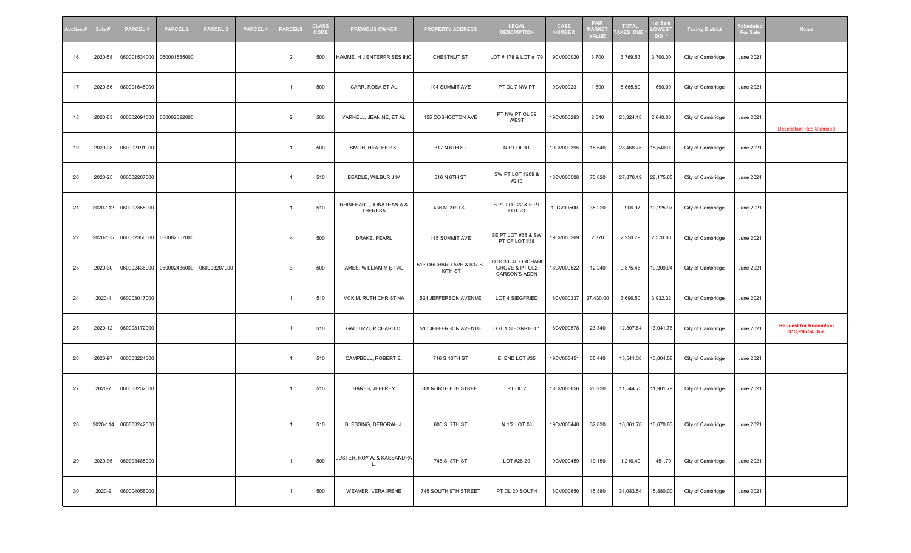| Auction # | Sale # | PARCEL 1 | PARCEL 2 | PARCEL 3 | PARCEL 4 | PARCELS | CLASS CODE | PREVIOUS OWNER | PROPERTY ADDRESS | LEGAL DESCRIPTION | CASE NUMBER | FAIR MARKET VALUE | TOTAL TAXES DUE * | 1st Sale LOWEST BID * | Taxing District | Scheduled For Sale | Notes |
|---|---|---|---|---|---|---|---|---|---|---|---|---|---|---|---|---|---|
| 16 | 2020-58 | 060001534000 | 060001535000 | | | 2 | 500 | HAMME, H J ENTERPRISES INC | CHESTNUT ST | LOT # 178 & LOT #179 | 19CV000020 | 3,700 | 3,769.53 | 3,700.00 | City of Cambridge | June 2021 | |
| 17 | 2020-66 | 060001645000 | | | | 1 | 500 | CARR, ROSA ET AL | 104 SUMMIT AVE | PT OL 7 NW PT | 19CV000231 | 1,690 | 5,665.80 | 1,690.00 | City of Cambridge | June 2021 | |
| 18 | 2020-83 | 060002094000 | 060002092000 | | | 2 | 500 | YARNELL, JEANINE, ET AL | 155 COSHOCTON AVE | PT NW PT OL 39 WEST | 19CV000293 | 2,640 | 23,324.18 | 2,640.00 | City of Cambridge | June 2021 | Description Red Stamped |
| 19 | 2020-98 | 060002191000 | | | | 1 | 500 | SMITH, HEATHER K. | 317 N 6TH ST | N PT OL #1 | 19CV000395 | 15,540 | 28,468.75 | 15,540.00 | City of Cambridge | June 2021 | |
| 20 | 2020-25 | 060002207000 | | | | 1 | 510 | BEADLE, WILBUR J IV | 616 N 6TH ST | SW PT LOT #209 & #210 | 18CV000508 | 73,620 | 27,876.19 | 28,175.65 | City of Cambridge | June 2021 | |
| 21 | 2020-112 | 060002355000 | | | | 1 | 510 | RHINEHART, JONATHAN A & THERESA | 436 N. 3RD ST | S PT LOT 22 & E PT LOT 23 | 19CV00500 | 35,220 | 9,906.97 | 10,225.97 | City of Cambridge | June 2021 | |
| 22 | 2020-105 | 060002356000 | 060002357000 | | | 2 | 500 | DRAKE, PEARL | 115 SUMMIT AVE | SE PT LOT #38 & SW PT OF LOT #38 | 19CV000269 | 2,370 | 2,250.79 | 2,370.00 | City of Cambridge | June 2021 | |
| 23 | 2020-30 | 060002436000 | 060002435000 | 060003207000 | | 3 | 500 | AMES, WILLIAM M ET AL | 513 ORCHARD AVE & 637 S. 10TH ST | LOTS 39- 40 ORCHARD GROVE & PT OL2 CARSON'S ADDN | 18CV000522 | 12,240 | 9,875.46 | 10,209.04 | City of Cambridge | June 2021 | |
| 24 | 2020-1 | 060003017000 | | | | 1 | 510 | MCKIM, RUTH CHRISTINA | 524 JEFFERSON AVENUE | LOT 4 SIEGFRIED | 18CV000337 | 27,430.00 | 3,696.50 | 3,932.32 | City of Cambridge | June 2021 | |
| 25 | 2020-12 | 060003172000 | | | | 1 | 510 | GALLUZZI, RICHARD C. | 510 JEFFERSON AVENUE | LOT 1 SIEGRRIED 1 | 18CV000578 | 23,340 | 12,807.84 | 13,041.76 | City of Cambridge | June 2021 | **Request for Redemtion $13,995.34 Due** |
| 26 | 2020-97 | 060003224000 | | | | 1 | 510 | CAMPBELL, ROBERT E. | 716 S 10TH ST | E. END LOT #35 | 19CV000451 | 35,440 | 13,541.38 | 13,804.58 | City of Cambridge | June 2021 | |
| 27 | 2020-7 | 060003232000 | | | | 1 | 510 | HANES, JEFFREY | 308 NORTH 6TH STREET | PT OL 2 | 18CV000056 | 26,230 | 11,544.75 | 11,901.79 | City of Cambridge | June 2021 | |
| 28 | 2020-114 | 060003242000 | | | | 1 | 510 | BLESSING, DEBORAH J. | 600 S. 7TH ST | N 1/2 LOT #8 | 19CV000448 | 32,830 | 16,361.78 | 16,670.83 | City of Cambridge | June 2021 | |
| 29 | 2020-95 | 060003485000 | | | | 1 | 500 | LUSTER, ROY A. & KASSANDRA L. | 748 S. 8TH ST | LOT #28-29 | 19CV000459 | 10,150 | 1,216.40 | 1,451.70 | City of Cambridge | June 2021 | |
| 30 | 2020-9 | 060004058000 | | | | 1 | 500 | WEAVER, VERA IRENE | 745 SOUTH 9TH STREET | PT OL 20 SOUTH | 18CV000650 | 15,880 | 31,083.54 | 15,880.00 | City of Cambridge | June 2021 | |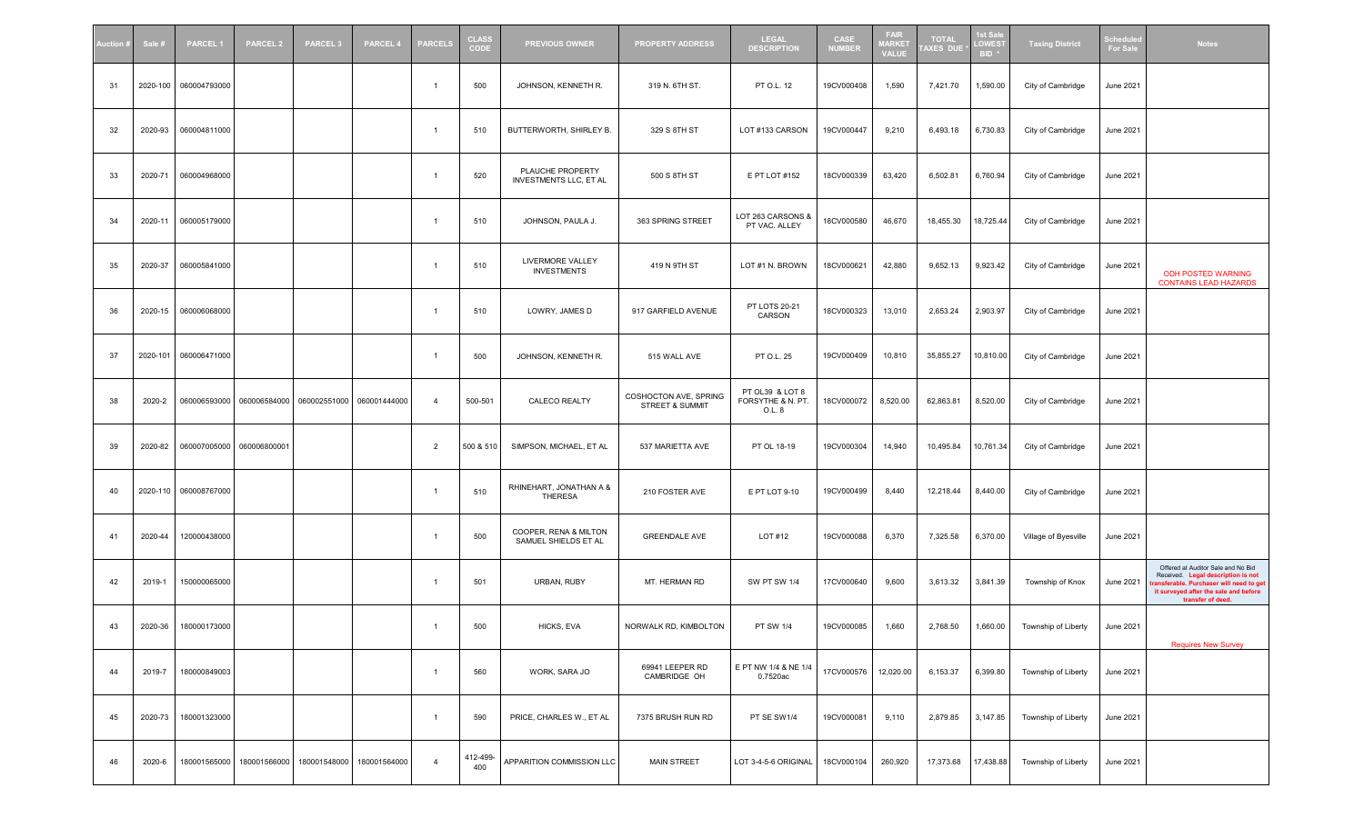| Auction # | Sale # | PARCEL 1 | PARCEL 2 | PARCEL 3 | PARCEL 4 | PARCELS | CLASS CODE | PREVIOUS OWNER | PROPERTY ADDRESS | LEGAL DESCRIPTION | CASE NUMBER | FAIR MARKET VALUE | TOTAL TAXES DUE * | 1st Sale LOWEST BID * | Taxing District | Scheduled For Sale | Notes |
|---|---|---|---|---|---|---|---|---|---|---|---|---|---|---|---|---|---|
| 31 | 2020-100 | 060004793000 | | | | 1 | 500 | JOHNSON, KENNETH R. | 319 N. 6TH ST. | PT O.L. 12 | 19CV000408 | 1,590 | 7,421.70 | 1,590.00 | City of Cambridge | June 2021 | |
| 32 | 2020-93 | 060004811000 | | | | 1 | 510 | BUTTERWORTH, SHIRLEY B. | 329 S 8TH ST | LOT #133 CARSON | 19CV000447 | 9,210 | 6,493.18 | 6,730.83 | City of Cambridge | June 2021 | |
| 33 | 2020-71 | 060004968000 | | | | 1 | 520 | PLAUCHE PROPERTY INVESTMENTS LLC, ET AL | 500 S 8TH ST | E PT LOT #152 | 18CV000339 | 63,420 | 6,502.81 | 6,760.94 | City of Cambridge | June 2021 | |
| 34 | 2020-11 | 060005179000 | | | | 1 | 510 | JOHNSON, PAULA J. | 363 SPRING STREET | LOT 263 CARSONS & PT VAC. ALLEY | 18CV000580 | 46,670 | 18,455.30 | 18,725.44 | City of Cambridge | June 2021 | |
| 35 | 2020-37 | 060005841000 | | | | 1 | 510 | LIVERMORE VALLEY INVESTMENTS | 419 N 9TH ST | LOT #1 N. BROWN | 18CV000621 | 42,880 | 9,652.13 | 9,923.42 | City of Cambridge | June 2021 | ODH POSTED WARNING CONTAINS LEAD HAZARDS |
| 36 | 2020-15 | 060006068000 | | | | 1 | 510 | LOWRY, JAMES D | 917 GARFIELD AVENUE | PT LOTS 20-21 CARSON | 18CV000323 | 13,010 | 2,653.24 | 2,903.97 | City of Cambridge | June 2021 | |
| 37 | 2020-101 | 060006471000 | | | | 1 | 500 | JOHNSON, KENNETH R. | 515 WALL AVE | PT O.L. 25 | 19CV000409 | 10,810 | 35,855.27 | 10,810.00 | City of Cambridge | June 2021 | |
| 38 | 2020-2 | 060006593000 | 060006584000 | 060002551000 | 060001444000 | 4 | 500-501 | CALECO REALTY | COSHOCTON AVE, SPRING STREET & SUMMIT | PT OL39 & LOT 8 FORSYTHE & N. PT. O.L. 8 | 18CV000072 | 8,520.00 | 62,863.81 | 8,520.00 | City of Cambridge | June 2021 | |
| 39 | 2020-82 | 060007005000 | 060006800001 | | | 2 | 500 & 510 | SIMPSON, MICHAEL, ET AL | 537 MARIETTA AVE | PT OL 18-19 | 19CV000304 | 14,940 | 10,495.84 | 10,761.34 | City of Cambridge | June 2021 | |
| 40 | 2020-110 | 060008767000 | | | | 1 | 510 | RHINEHART, JONATHAN A & THERESA | 210 FOSTER AVE | E PT LOT 9-10 | 19CV000499 | 8,440 | 12,218.44 | 8,440.00 | City of Cambridge | June 2021 | |
| 41 | 2020-44 | 120000438000 | | | | 1 | 500 | COOPER, RENA & MILTON SAMUEL SHIELDS ET AL | GREENDALE AVE | LOT #12 | 19CV000088 | 6,370 | 7,325.58 | 6,370.00 | Village of Byesville | June 2021 | |
| 42 | 2019-1 | 150000065000 | | | | 1 | 501 | URBAN, RUBY | MT. HERMAN RD | SW PT SW 1/4 | 17CV000640 | 9,600 | 3,613.32 | 3,841.39 | Township of Knox | June 2021 | Offered at Auditor Sale and No Bid Received. Legal description is not transferable. Purchaser will need to get it surveyed after the sale and before transfer of deed. |
| 43 | 2020-36 | 180000173000 | | | | 1 | 500 | HICKS, EVA | NORWALK RD, KIMBOLTON | PT SW 1/4 | 19CV000085 | 1,660 | 2,768.50 | 1,660.00 | Township of Liberty | June 2021 | Requires New Survey |
| 44 | 2019-7 | 180000849003 | | | | 1 | 560 | WORK, SARA JO | 69941 LEEPER RD CAMBRIDGE OH | E PT NW 1/4 & NE 1/4 0.7520ac | 17CV000576 | 12,020.00 | 6,153.37 | 6,399.80 | Township of Liberty | June 2021 | |
| 45 | 2020-73 | 180001323000 | | | | 1 | 590 | PRICE, CHARLES W., ET AL | 7375 BRUSH RUN RD | PT SE SW1/4 | 19CV000081 | 9,110 | 2,879.85 | 3,147.85 | Township of Liberty | June 2021 | |
| 46 | 2020-6 | 180001565000 | 180001566000 | 180001548000 | 180001564000 | 4 | 412-499-400 | APPARITION COMMISSION LLC | MAIN STREET | LOT 3-4-5-6 ORIGINAL | 18CV000104 | 260,920 | 17,373.68 | 17,438.88 | Township of Liberty | June 2021 | |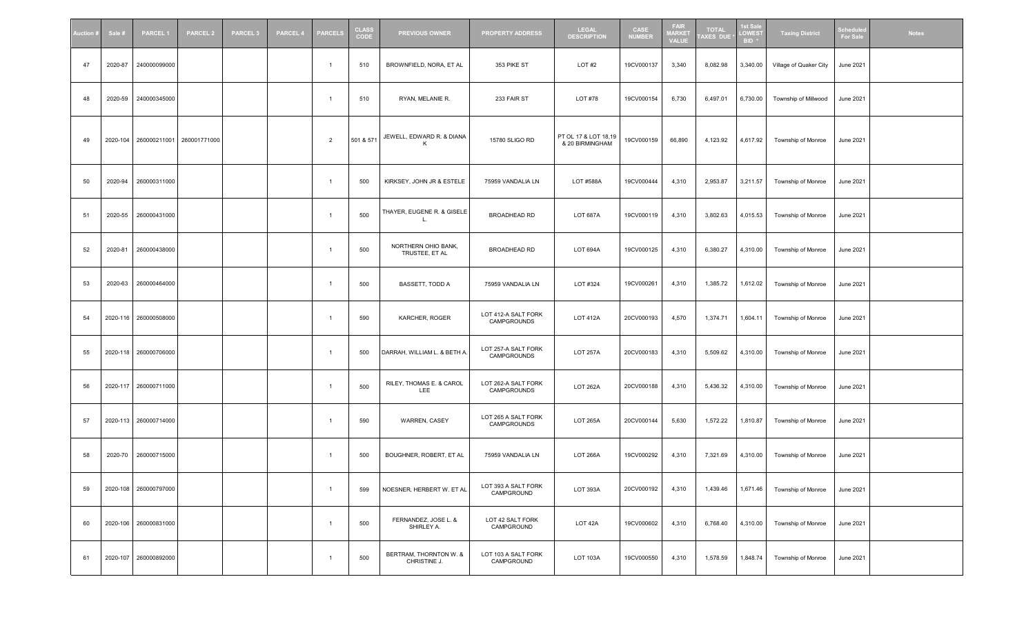| Auction # | Sale # | PARCEL 1 | PARCEL 2 | PARCEL 3 | PARCEL 4 | PARCELS | CLASS CODE | PREVIOUS OWNER | PROPERTY ADDRESS | LEGAL DESCRIPTION | CASE NUMBER | FAIR MARKET VALUE | TOTAL TAXES DUE * | 1st Sale LOWEST BID * | Taxing District | Scheduled For Sale | Notes |
|---|---|---|---|---|---|---|---|---|---|---|---|---|---|---|---|---|---|
| 47 | 2020-87 | 240000099000 | | | | 1 | 510 | BROWNFIELD, NORA, ET AL | 353 PIKE ST | LOT #2 | 19CV000137 | 3,340 | 8,082.98 | 3,340.00 | Village of Quaker City | June 2021 | |
| 48 | 2020-59 | 240000345000 | | | | 1 | 510 | RYAN, MELANIE R. | 233 FAIR ST | LOT #78 | 19CV000154 | 6,730 | 6,497.01 | 6,730.00 | Township of Millwood | June 2021 | |
| 49 | 2020-104 | 260000211001 | 260001771000 | | | 2 | 501 & 571 | JEWELL, EDWARD R. & DIANA K | 15780 SLIGO RD | PT OL 17 & LOT 18,19 & 20 BIRMINGHAM | 19CV000159 | 66,890 | 4,123.92 | 4,617.92 | Township of Monroe | June 2021 | |
| 50 | 2020-94 | 260000311000 | | | | 1 | 500 | KIRKSEY, JOHN JR & ESTELE | 75959 VANDALIA LN | LOT #588A | 19CV000444 | 4,310 | 2,953.87 | 3,211.57 | Township of Monroe | June 2021 | |
| 51 | 2020-55 | 260000431000 | | | | 1 | 500 | THAYER, EUGENE R. & GISELE L. | BROADHEAD RD | LOT 687A | 19CV000119 | 4,310 | 3,802.63 | 4,015.53 | Township of Monroe | June 2021 | |
| 52 | 2020-81 | 260000438000 | | | | 1 | 500 | NORTHERN OHIO BANK, TRUSTEE, ET AL | BROADHEAD RD | LOT 694A | 19CV000125 | 4,310 | 6,380.27 | 4,310.00 | Township of Monroe | June 2021 | |
| 53 | 2020-63 | 260000464000 | | | | 1 | 500 | BASSETT, TODD A | 75959 VANDALIA LN | LOT #324 | 19CV000261 | 4,310 | 1,385.72 | 1,612.02 | Township of Monroe | June 2021 | |
| 54 | 2020-116 | 260000508000 | | | | 1 | 590 | KARCHER, ROGER | LOT 412-A SALT FORK CAMPGROUNDS | LOT 412A | 20CV000193 | 4,570 | 1,374.71 | 1,604.11 | Township of Monroe | June 2021 | |
| 55 | 2020-118 | 260000706000 | | | | 1 | 500 | DARRAH, WILLIAM L. & BETH A. | LOT 257-A SALT FORK CAMPGROUNDS | LOT 257A | 20CV000183 | 4,310 | 5,509.62 | 4,310.00 | Township of Monroe | June 2021 | |
| 56 | 2020-117 | 260000711000 | | | | 1 | 500 | RILEY, THOMAS E. & CAROL LEE | LOT 262-A SALT FORK CAMPGROUNDS | LOT 262A | 20CV000188 | 4,310 | 5,436.32 | 4,310.00 | Township of Monroe | June 2021 | |
| 57 | 2020-113 | 260000714000 | | | | 1 | 590 | WARREN, CASEY | LOT 265 A SALT FORK CAMPGROUNDS | LOT 265A | 20CV000144 | 5,630 | 1,572.22 | 1,810.87 | Township of Monroe | June 2021 | |
| 58 | 2020-70 | 260000715000 | | | | 1 | 500 | BOUGHNER, ROBERT, ET AL | 75959 VANDALIA LN | LOT 266A | 19CV000292 | 4,310 | 7,321.69 | 4,310.00 | Township of Monroe | June 2021 | |
| 59 | 2020-108 | 260000797000 | | | | 1 | 599 | NOESNER, HERBERT W. ET AL | LOT 393 A SALT FORK CAMPGROUND | LOT 393A | 20CV000192 | 4,310 | 1,439.46 | 1,671.46 | Township of Monroe | June 2021 | |
| 60 | 2020-106 | 260000831000 | | | | 1 | 500 | FERNANDEZ, JOSE L. & SHIRLEY A. | LOT 42 SALT FORK CAMPGROUND | LOT 42A | 19CV000602 | 4,310 | 6,768.40 | 4,310.00 | Township of Monroe | June 2021 | |
| 61 | 2020-107 | 260000892000 | | | | 1 | 500 | BERTRAM, THORNTON W. & CHRISTINE J. | LOT 103 A SALT FORK CAMPGROUND | LOT 103A | 19CV000550 | 4,310 | 1,578.59 | 1,848.74 | Township of Monroe | June 2021 | |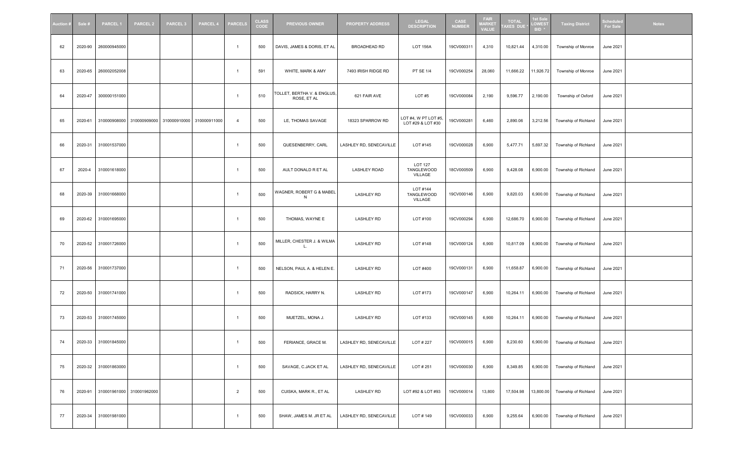| Auction # | Sale # | PARCEL 1 | PARCEL 2 | PARCEL 3 | PARCEL 4 | PARCELS | CLASS CODE | PREVIOUS OWNER | PROPERTY ADDRESS | LEGAL DESCRIPTION | CASE NUMBER | FAIR MARKET VALUE | TOTAL TAXES DUE * | 1st Sale LOWEST BID * | Taxing District | Scheduled For Sale | Notes |
|---|---|---|---|---|---|---|---|---|---|---|---|---|---|---|---|---|---|
| 62 | 2020-90 | 260000945000 | | | | 1 | 500 | DAVIS, JAMES & DORIS, ET AL | BROADHEAD RD | LOT 156A | 19CV000311 | 4,310 | 10,821.44 | 4,310.00 | Township of Monroe | June 2021 | |
| 63 | 2020-65 | 260002052008 | | | | 1 | 591 | WHITE, MARK & AMY | 7493 IRISH RIDGE RD | PT SE 1/4 | 19CV000254 | 28,060 | 11,666.22 | 11,926.72 | Township of Monroe | June 2021 | |
| 64 | 2020-47 | 300000151000 | | | | 1 | 510 | TOLLET, BERTHA V. & ENGLUS, ROSE, ET AL | 621 FAIR AVE | LOT #5 | 19CV000084 | 2,190 | 9,596.77 | 2,190.00 | Township of Oxford | June 2021 | |
| 65 | 2020-61 | 310000908000 | 310000909000 | 310000910000 | 310000911000 | 4 | 500 | LE, THOMAS SAVAGE | 18323 SPARROW RD | LOT #4, W PT LOT #5, LOT #29 & LOT #30 | 19CV000281 | 6,460 | 2,890.06 | 3,212.56 | Township of Richland | June 2021 | |
| 66 | 2020-31 | 310001537000 | | | | 1 | 500 | QUESENBERRY, CARL | LASHLEY RD, SENECAVILLE | LOT #145 | 19CV000028 | 6,900 | 5,477.71 | 5,697.32 | Township of Richland | June 2021 | |
| 67 | 2020-4 | 310001618000 | | | | 1 | 500 | AULT DONALD R ET AL | LASHLEY ROAD | LOT 127 TANGLEWOOD VILLAGE | 18CV000509 | 6,900 | 9,428.08 | 6,900.00 | Township of Richland | June 2021 | |
| 68 | 2020-39 | 310001668000 | | | | 1 | 500 | WAGNER, ROBERT G & MABEL N | LASHLEY RD | LOT #144 TANGLEWOOD VILLAGE | 19CV000146 | 6,900 | 9,820.03 | 6,900.00 | Township of Richland | June 2021 | |
| 69 | 2020-62 | 310001695000 | | | | 1 | 500 | THOMAS, WAYNE E | LASHLEY RD | LOT #100 | 19CV000294 | 6,900 | 12,686.70 | 6,900.00 | Township of Richland | June 2021 | |
| 70 | 2020-52 | 310001726000 | | | | 1 | 500 | MILLER, CHESTER J. & WILMA L. | LASHLEY RD | LOT #148 | 19CV000124 | 6,900 | 10,817.09 | 6,900.00 | Township of Richland | June 2021 | |
| 71 | 2020-56 | 310001737000 | | | | 1 | 500 | NELSON, PAUL A. & HELEN E. | LASHLEY RD | LOT #400 | 19CV000131 | 6,900 | 11,658.87 | 6,900.00 | Township of Richland | June 2021 | |
| 72 | 2020-50 | 310001741000 | | | | 1 | 500 | RADSICK, HARRY N. | LASHLEY RD | LOT #173 | 19CV000147 | 6,900 | 10,264.11 | 6,900.00 | Township of Richland | June 2021 | |
| 73 | 2020-53 | 310001745000 | | | | 1 | 500 | MUETZEL, MONA J. | LASHLEY RD | LOT #133 | 19CV000145 | 6,900 | 10,264.11 | 6,900.00 | Township of Richland | June 2021 | |
| 74 | 2020-33 | 310001845000 | | | | 1 | 500 | FERIANCE, GRACE M. | LASHLEY RD, SENECAVILLE | LOT # 227 | 19CV000015 | 6,900 | 8,230.60 | 6,900.00 | Township of Richland | June 2021 | |
| 75 | 2020-32 | 310001863000 | | | | 1 | 500 | SAVAGE, C.JACK ET AL | LASHLEY RD, SENECAVILLE | LOT # 251 | 19CV000030 | 6,900 | 8,349.85 | 6,900.00 | Township of Richland | June 2021 | |
| 76 | 2020-91 | 310001961000 | 310001962000 | | | 2 | 500 | CUISKA, MARK R., ET AL | LASHLEY RD | LOT #92 & LOT #93 | 19CV000014 | 13,800 | 17,504.98 | 13,800.00 | Township of Richland | June 2021 | |
| 77 | 2020-34 | 310001981000 | | | | 1 | 500 | SHAW, JAMES M. JR ET AL | LASHLEY RD, SENECAVILLE | LOT # 149 | 19CV000033 | 6,900 | 9,255.64 | 6,900.00 | Township of Richland | June 2021 | |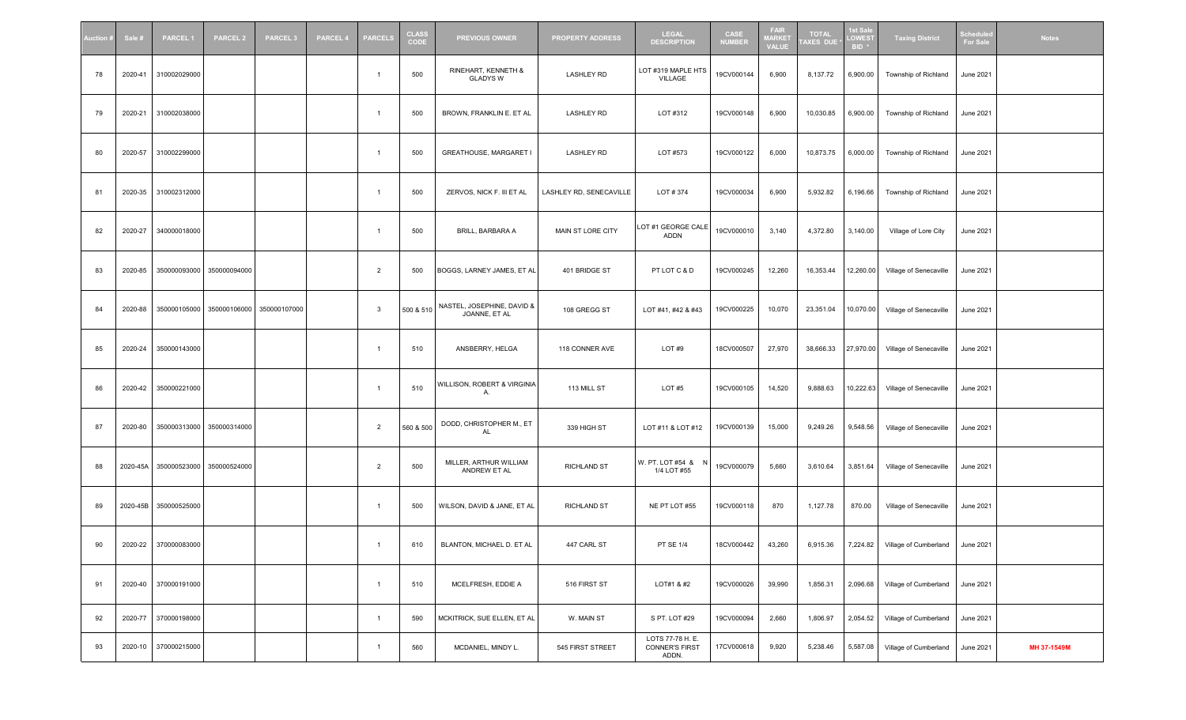| Auction # | Sale # | PARCEL 1 | PARCEL 2 | PARCEL 3 | PARCEL 4 | PARCELS | CLASS CODE | PREVIOUS OWNER | PROPERTY ADDRESS | LEGAL DESCRIPTION | CASE NUMBER | FAIR MARKET VALUE | TOTAL TAXES DUE * | 1st Sale LOWEST BID * | Taxing District | Scheduled For Sale | Notes |
|---|---|---|---|---|---|---|---|---|---|---|---|---|---|---|---|---|---|
| 78 | 2020-41 | 310002029000 | | | | 1 | 500 | RINEHART, KENNETH & GLADYS W | LASHLEY RD | LOT #319 MAPLE HTS VILLAGE | 19CV000144 | 6,900 | 8,137.72 | 6,900.00 | Township of Richland | June 2021 | |
| 79 | 2020-21 | 310002038000 | | | | 1 | 500 | BROWN, FRANKLIN E. ET AL | LASHLEY RD | LOT #312 | 19CV000148 | 6,900 | 10,030.85 | 6,900.00 | Township of Richland | June 2021 | |
| 80 | 2020-57 | 310002299000 | | | | 1 | 500 | GREATHOUSE, MARGARET I | LASHLEY RD | LOT #573 | 19CV000122 | 6,000 | 10,873.75 | 6,000.00 | Township of Richland | June 2021 | |
| 81 | 2020-35 | 310002312000 | | | | 1 | 500 | ZERVOS, NICK F. III ET AL | LASHLEY RD, SENECAVILLE | LOT # 374 | 19CV000034 | 6,900 | 5,932.82 | 6,196.66 | Township of Richland | June 2021 | |
| 82 | 2020-27 | 340000018000 | | | | 1 | 500 | BRILL, BARBARA A | MAIN ST LORE CITY | LOT #1 GEORGE CALE ADDN | 19CV000010 | 3,140 | 4,372.80 | 3,140.00 | Village of Lore City | June 2021 | |
| 83 | 2020-85 | 350000093000 | 350000094000 | | | 2 | 500 | BOGGS, LARNEY JAMES, ET AL | 401 BRIDGE ST | PT LOT C & D | 19CV000245 | 12,260 | 16,353.44 | 12,260.00 | Village of Senecaville | June 2021 | |
| 84 | 2020-88 | 350000105000 | 350000106000 | 350000107000 | | 3 | 500 & 510 | NASTEL, JOSEPHINE, DAVID & JOANNE, ET AL | 108 GREGG ST | LOT #41, #42 & #43 | 19CV000225 | 10,070 | 23,351.04 | 10,070.00 | Village of Senecaville | June 2021 | |
| 85 | 2020-24 | 350000143000 | | | | 1 | 510 | ANSBERRY, HELGA | 118 CONNER AVE | LOT #9 | 18CV000507 | 27,970 | 38,666.33 | 27,970.00 | Village of Senecaville | June 2021 | |
| 86 | 2020-42 | 350000221000 | | | | 1 | 510 | WILLISON, ROBERT & VIRGINIA A. | 113 MILL ST | LOT #5 | 19CV000105 | 14,520 | 9,888.63 | 10,222.63 | Village of Senecaville | June 2021 | |
| 87 | 2020-80 | 350000313000 | 350000314000 | | | 2 | 560 & 500 | DODD, CHRISTOPHER M., ET AL | 339 HIGH ST | LOT #11 & LOT #12 | 19CV000139 | 15,000 | 9,249.26 | 9,548.56 | Village of Senecaville | June 2021 | |
| 88 | 2020-45A | 350000523000 | 350000524000 | | | 2 | 500 | MILLER, ARTHUR WILLIAM ANDREW ET AL | RICHLAND ST | W. PT. LOT #54 & N 1/4 LOT #55 | 19CV000079 | 5,660 | 3,610.64 | 3,851.64 | Village of Senecaville | June 2021 | |
| 89 | 2020-45B | 350000525000 | | | | 1 | 500 | WILSON, DAVID & JANE, ET AL | RICHLAND ST | NE PT LOT #55 | 19CV000118 | 870 | 1,127.78 | 870.00 | Village of Senecaville | June 2021 | |
| 90 | 2020-22 | 370000083000 | | | | 1 | 610 | BLANTON, MICHAEL D. ET AL | 447 CARL ST | PT SE 1/4 | 18CV000442 | 43,260 | 6,915.36 | 7,224.82 | Village of Cumberland | June 2021 | |
| 91 | 2020-40 | 370000191000 | | | | 1 | 510 | MCELFRESH, EDDIE A | 516 FIRST ST | LOT#1 & #2 | 19CV000026 | 39,990 | 1,856.31 | 2,096.68 | Village of Cumberland | June 2021 | |
| 92 | 2020-77 | 370000198000 | | | | 1 | 590 | MCKITRICK, SUE ELLEN, ET AL | W. MAIN ST | S PT. LOT #29 | 19CV000094 | 2,660 | 1,806.97 | 2,054.52 | Village of Cumberland | June 2021 | |
| 93 | 2020-10 | 370000215000 | | | | 1 | 560 | MCDANIEL, MINDY L. | 545 FIRST STREET | LOTS 77-78 H. E. CONNER'S FIRST ADDN. | 17CV000618 | 9,920 | 5,238.46 | 5,587.08 | Village of Cumberland | June 2021 | MH 37-1549M |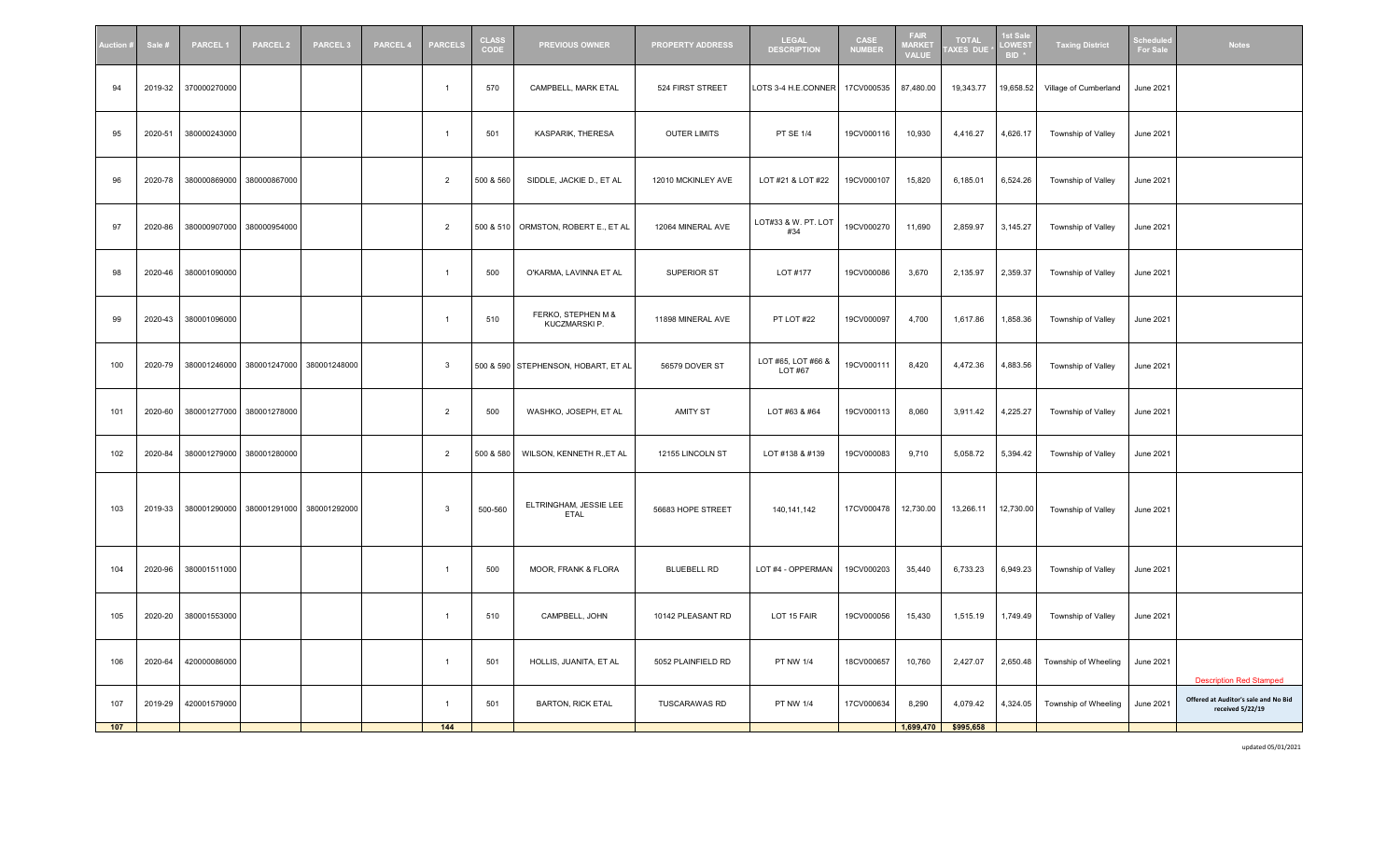| Auction # | Sale # | PARCEL 1 | PARCEL 2 | PARCEL 3 | PARCEL 4 | PARCELS | CLASS CODE | PREVIOUS OWNER | PROPERTY ADDRESS | LEGAL DESCRIPTION | CASE NUMBER | FAIR MARKET VALUE | TOTAL TAXES DUE * | 1st Sale LOWEST BID * | Taxing District | Scheduled For Sale | Notes |
|---|---|---|---|---|---|---|---|---|---|---|---|---|---|---|---|---|---|
| 94 | 2019-32 | 370000270000 | | | | 1 | 570 | CAMPBELL, MARK ETAL | 524 FIRST STREET | LOTS 3-4 H.E.CONNER | 17CV000535 | 87,480.00 | 19,343.77 | 19,658.52 | Village of Cumberland | June 2021 | |
| 95 | 2020-51 | 380000243000 | | | | 1 | 501 | KASPARIK, THERESA | OUTER LIMITS | PT SE 1/4 | 19CV000116 | 10,930 | 4,416.27 | 4,626.17 | Township of Valley | June 2021 | |
| 96 | 2020-78 | 380000869000 | 380000867000 | | | 2 | 500 & 560 | SIDDLE, JACKIE D., ET AL | 12010 MCKINLEY AVE | LOT #21 & LOT #22 | 19CV000107 | 15,820 | 6,185.01 | 6,524.26 | Township of Valley | June 2021 | |
| 97 | 2020-86 | 380000907000 | 380000954000 | | | 2 | 500 & 510 | ORMSTON, ROBERT E., ET AL | 12064 MINERAL AVE | LOT#33 & W. PT. LOT #34 | 19CV000270 | 11,690 | 2,859.97 | 3,145.27 | Township of Valley | June 2021 | |
| 98 | 2020-46 | 380001090000 | | | | 1 | 500 | O'KARMA, LAVINNA ET AL | SUPERIOR ST | LOT #177 | 19CV000086 | 3,670 | 2,135.97 | 2,359.37 | Township of Valley | June 2021 | |
| 99 | 2020-43 | 380001096000 | | | | 1 | 510 | FERKO, STEPHEN M & KUCZMARSKI P. | 11898 MINERAL AVE | PT LOT #22 | 19CV000097 | 4,700 | 1,617.86 | 1,858.36 | Township of Valley | June 2021 | |
| 100 | 2020-79 | 380001246000 | 380001247000 | 380001248000 | | 3 | 500 & 590 | STEPHENSON, HOBART, ET AL | 56579 DOVER ST | LOT #65, LOT #66 & LOT #67 | 19CV000111 | 8,420 | 4,472.36 | 4,883.56 | Township of Valley | June 2021 | |
| 101 | 2020-60 | 380001277000 | 380001278000 | | | 2 | 500 | WASHKO, JOSEPH, ET AL | AMITY ST | LOT #63 & #64 | 19CV000113 | 8,060 | 3,911.42 | 4,225.27 | Township of Valley | June 2021 | |
| 102 | 2020-84 | 380001279000 | 380001280000 | | | 2 | 500 & 580 | WILSON, KENNETH R.,ET AL | 12155 LINCOLN ST | LOT #138 & #139 | 19CV000083 | 9,710 | 5,058.72 | 5,394.42 | Township of Valley | June 2021 | |
| 103 | 2019-33 | 380001290000 | 380001291000 | 380001292000 | | 3 | 500-560 | ELTRINGHAM, JESSIE LEE ETAL | 56683 HOPE STREET | 140,141,142 | 17CV000478 | 12,730.00 | 13,266.11 | 12,730.00 | Township of Valley | June 2021 | |
| 104 | 2020-96 | 380001511000 | | | | 1 | 500 | MOOR, FRANK & FLORA | BLUEBELL RD | LOT #4 - OPPERMAN | 19CV000203 | 35,440 | 6,733.23 | 6,949.23 | Township of Valley | June 2021 | |
| 105 | 2020-20 | 380001553000 | | | | 1 | 510 | CAMPBELL, JOHN | 10142 PLEASANT RD | LOT 15 FAIR | 19CV000056 | 15,430 | 1,515.19 | 1,749.49 | Township of Valley | June 2021 | |
| 106 | 2020-64 | 420000086000 | | | | 1 | 501 | HOLLIS, JUANITA, ET AL | 5052 PLAINFIELD RD | PT NW 1/4 | 18CV000657 | 10,760 | 2,427.07 | 2,650.48 | Township of Wheeling | June 2021 | Description Red Stamped |
| 107 | 2019-29 | 420001579000 | | | | 1 | 501 | BARTON, RICK ETAL | TUSCARAWAS RD | PT NW 1/4 | 17CV000634 | 8,290 | 4,079.42 | 4,324.05 | Township of Wheeling | June 2021 | Offered at Auditor's sale and No Bid received 5/22/19 |
| 107 | | | | | | 144 | | | | | | 1,699,470 | $995,658 | | | | |

updated 05/01/2021